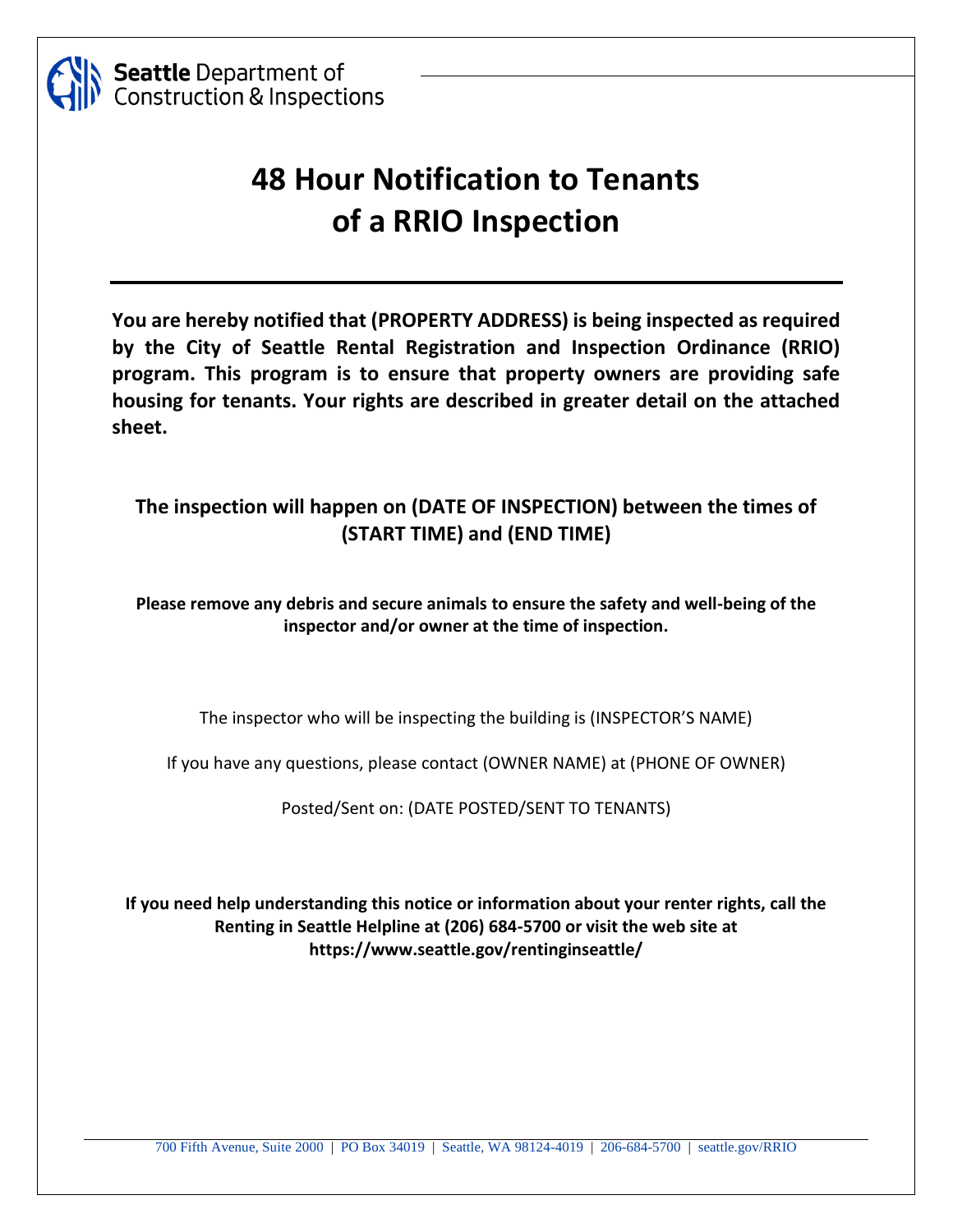**Seattle** Department of Construction & Inspections

# 48 Hour Notification to Tenants of a RRIO Inspection

**You are hereby notified that (PROPERTY ADDRESS) is being inspected as required by the City of Seattle Rental Registration and Inspection Ordinance (RRIO) program. This program is to ensure that property owners are providing safe housing for tenants. Your rights are described in greater detail on the attached sheet.**

**The inspection will happen on (DATE OF INSPECTION) between the times of (START TIME) and (END TIME)**

**Please remove any debris and secure animals to ensure the safety and well-being of the inspector and/or owner at the time of inspection.**

The inspector who will be inspecting the building is (INSPECTOR'S NAME)

If you have any questions, please contact (OWNER NAME) at (PHONE OF OWNER)

Posted/Sent on: (DATE POSTED/SENT TO TENANTS)

**If you need help understanding this notice or information about your renter rights, call the Renting in Seattle Helpline at (206) 684-5700 or visit the web site at https://www.seattle.gov/rentinginseattle/**

700 Fifth Avenue, Suite 2000 | PO Box 34019 | Seattle, WA 98124-4019 | 206-684-5700 | seattle.gov/RRIO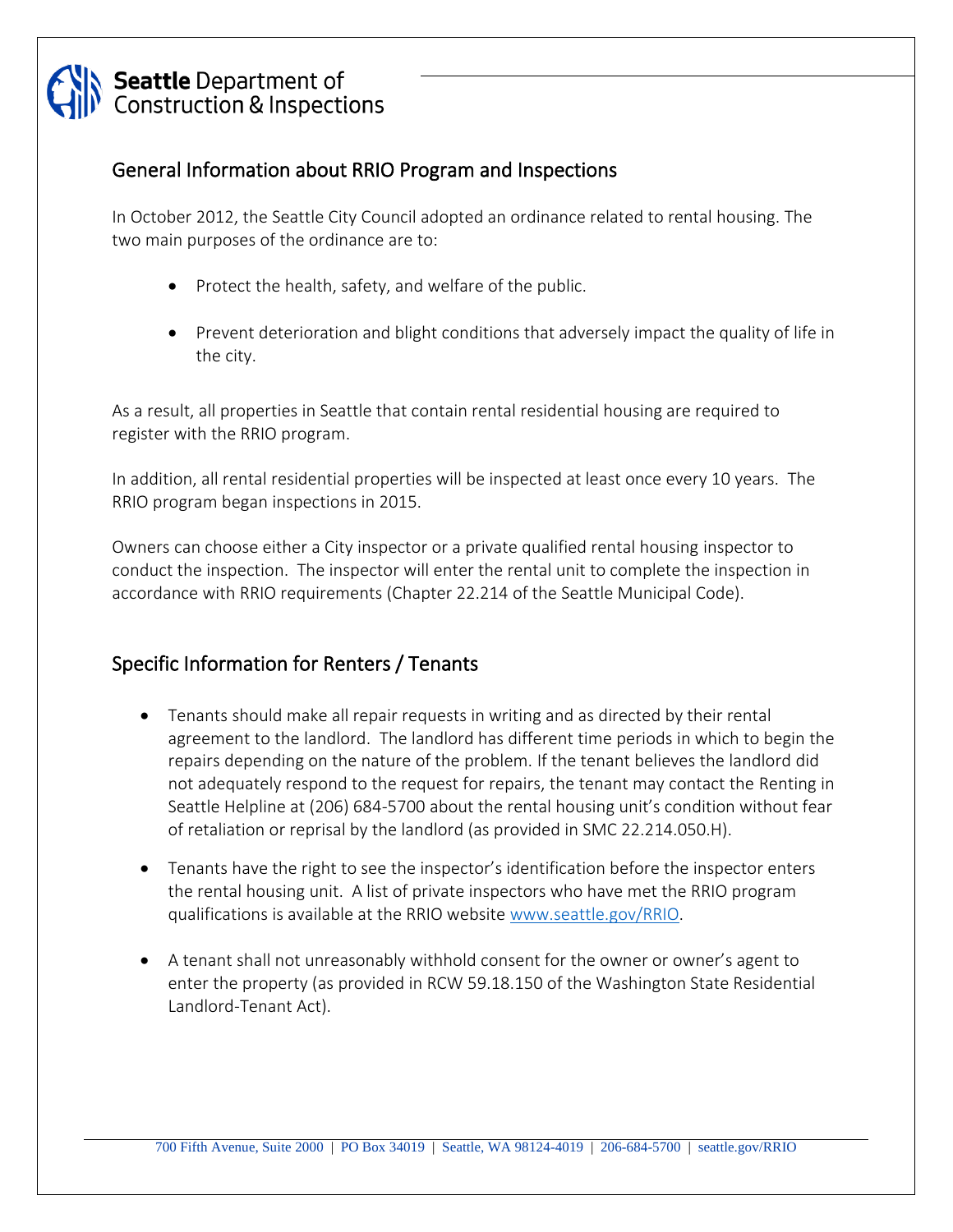**Seattle** Department of Construction & Inspections

## General Information about RRIO Program and Inspections

In October 2012, the Seattle City Council adopted an ordinance related to rental housing. The two main purposes of the ordinance are to:

- Protect the health, safety, and welfare of the public.
- Prevent deterioration and blight conditions that adversely impact the quality of life in the city.

As a result, all properties in Seattle that contain rental residential housing are required to register with the RRIO program.

In addition, all rental residential properties will be inspected at least once every 10 years. The RRIO program began inspections in 2015.

Owners can choose either a City inspector or a private qualified rental housing inspector to conduct the inspection. The inspector will enter the rental unit to complete the inspection in accordance with RRIO requirements (Chapter 22.214 of the Seattle Municipal Code).

## Specific Information for Renters / Tenants

- Tenants should make all repair requests in writing and as directed by their rental agreement to the landlord. The landlord has different time periods in which to begin the repairs depending on the nature of the problem. If the tenant believes the landlord did not adequately respond to the request for repairs, the tenant may contact the Renting in Seattle Helpline at (206) 684-5700 about the rental housing unit's condition without fear of retaliation or reprisal by the landlord (as provided in SMC 22.214.050.H).
- Tenants have the right to see the inspector's identification before the inspector enters the rental housing unit. A list of private inspectors who have met the RRIO program qualifications is available at the RRIO website www.seattle.gov/RRIO.
- A tenant shall not unreasonably withhold consent for the owner or owner's agent to enter the property (as provided in RCW 59.18.150 of the Washington State Residential Landlord-Tenant Act).

700 Fifth Avenue, Suite 2000 | PO Box 34019 | Seattle, WA 98124-4019 | 206-684-5700 | seattle.gov/RRIO